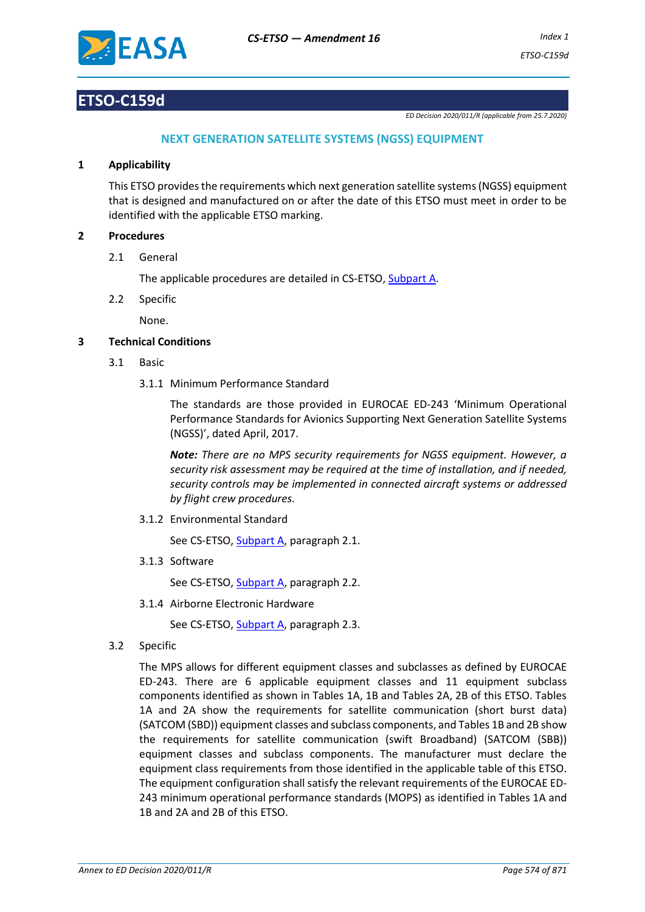# ETSO-C159d

*ED Decision 2020/011/R (applicable from 25.7.2020)*

## NEXT GENERATION SATELLITE SYSTEMS (NGSS) EQUIPMENT

### 1 Applicability

This ETSO provides the requirements which next generation satellite systems (NGSS) equipment that is designed and manufactured on or after the date of this ETSO must meet in order to be identified with the applicable ETSO marking.

### 2 Procedures

2.1 General

The applicable procedures are detailed in CS-ETSO, Subpart A.

2.2 Specific

None.

### 3 Technical Conditions

3.1 Basic

3.1.1 Minimum Performance Standard

The standards are those provided in EUROCAE ED-243 'Minimum Operational Performance Standards for Avionics Supporting Next Generation Satellite Systems (NGSS)', dated April, 2017.

***Note:*** *There are no MPS security requirements for NGSS equipment. However, a security risk assessment may be required at the time of installation, and if needed, security controls may be implemented in connected aircraft systems or addressed by flight crew procedures.*

3.1.2 Environmental Standard

See CS-ETSO, Subpart A, paragraph 2.1.

3.1.3 Software

See CS-ETSO, Subpart A, paragraph 2.2.

3.1.4 Airborne Electronic Hardware

See CS-ETSO, Subpart A, paragraph 2.3.

3.2 Specific

The MPS allows for different equipment classes and subclasses as defined by EUROCAE ED-243. There are 6 applicable equipment classes and 11 equipment subclass components identified as shown in Tables 1A, 1B and Tables 2A, 2B of this ETSO. Tables 1A and 2A show the requirements for satellite communication (short burst data) (SATCOM (SBD)) equipment classes and subclass components, and Tables 1B and 2B show the requirements for satellite communication (swift Broadband) (SATCOM (SBB)) equipment classes and subclass components. The manufacturer must declare the equipment class requirements from those identified in the applicable table of this ETSO. The equipment configuration shall satisfy the relevant requirements of the EUROCAE ED-243 minimum operational performance standards (MOPS) as identified in Tables 1A and 1B and 2A and 2B of this ETSO.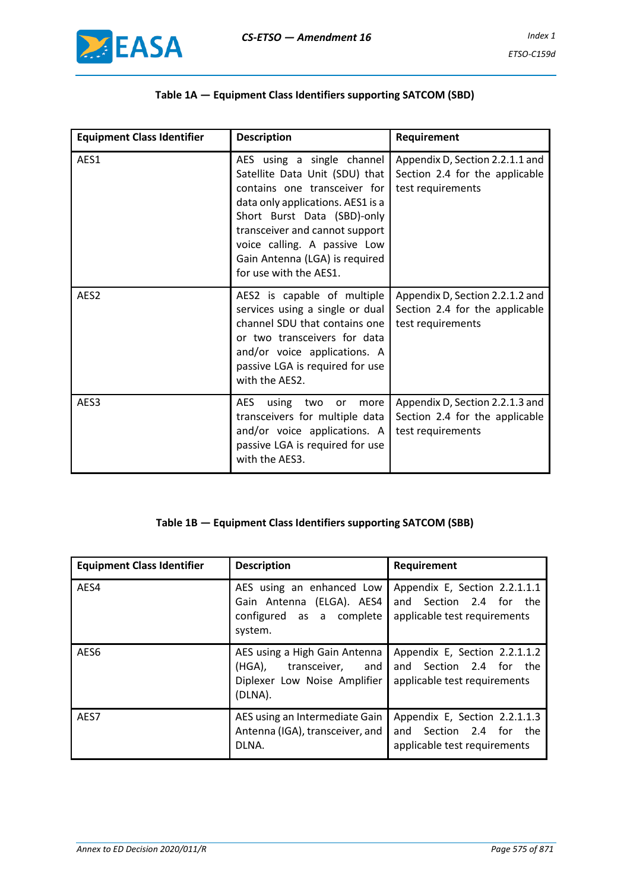**Table 1A — Equipment Class Identifiers supporting SATCOM (SBD)**

| Equipment Class Identifier | Description | Requirement |
|---|---|---|
| AES1 | AES using a single channel Satellite Data Unit (SDU) that contains one transceiver for data only applications. AES1 is a Short Burst Data (SBD)-only transceiver and cannot support voice calling. A passive Low Gain Antenna (LGA) is required for use with the AES1. | Appendix D, Section 2.2.1.1 and Section 2.4 for the applicable test requirements |
| AES2 | AES2 is capable of multiple services using a single or dual channel SDU that contains one or two transceivers for data and/or voice applications. A passive LGA is required for use with the AES2. | Appendix D, Section 2.2.1.2 and Section 2.4 for the applicable test requirements |
| AES3 | AES using two or more transceivers for multiple data and/or voice applications. A passive LGA is required for use with the AES3. | Appendix D, Section 2.2.1.3 and Section 2.4 for the applicable test requirements |

**Table 1B — Equipment Class Identifiers supporting SATCOM (SBB)**

| Equipment Class Identifier | Description | Requirement |
|---|---|---|
| AES4 | AES using an enhanced Low Gain Antenna (ELGA). AES4 configured as a complete system. | Appendix E, Section 2.2.1.1.1 and Section 2.4 for the applicable test requirements |
| AES6 | AES using a High Gain Antenna (HGA), transceiver, and Diplexer Low Noise Amplifier (DLNA). | Appendix E, Section 2.2.1.1.2 and Section 2.4 for the applicable test requirements |
| AES7 | AES using an Intermediate Gain Antenna (IGA), transceiver, and DLNA. | Appendix E, Section 2.2.1.1.3 and Section 2.4 for the applicable test requirements |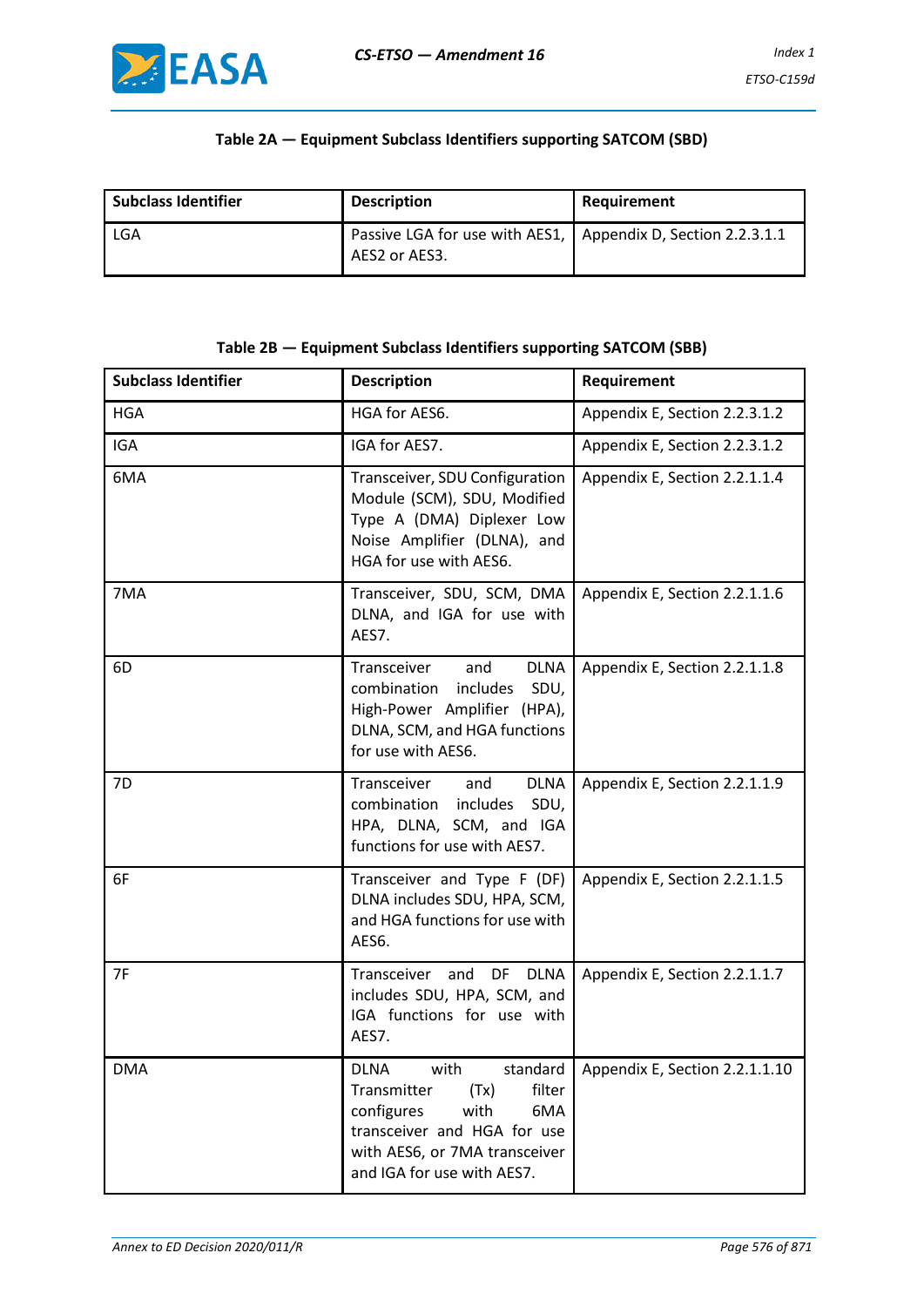**Table 2A — Equipment Subclass Identifiers supporting SATCOM (SBD)**

| Subclass Identifier | Description | Requirement |
|---|---|---|
| LGA | Passive LGA for use with AES1, AES2 or AES3. | Appendix D, Section 2.2.3.1.1 |

**Table 2B — Equipment Subclass Identifiers supporting SATCOM (SBB)**

| Subclass Identifier | Description | Requirement |
|---|---|---|
| HGA | HGA for AES6. | Appendix E, Section 2.2.3.1.2 |
| IGA | IGA for AES7. | Appendix E, Section 2.2.3.1.2 |
| 6MA | Transceiver, SDU Configuration Module (SCM), SDU, Modified Type A (DMA) Diplexer Low Noise Amplifier (DLNA), and HGA for use with AES6. | Appendix E, Section 2.2.1.1.4 |
| 7MA | Transceiver, SDU, SCM, DMA DLNA, and IGA for use with AES7. | Appendix E, Section 2.2.1.1.6 |
| 6D | Transceiver and DLNA combination includes SDU, High-Power Amplifier (HPA), DLNA, SCM, and HGA functions for use with AES6. | Appendix E, Section 2.2.1.1.8 |
| 7D | Transceiver and DLNA combination includes SDU, HPA, DLNA, SCM, and IGA functions for use with AES7. | Appendix E, Section 2.2.1.1.9 |
| 6F | Transceiver and Type F (DF) DLNA includes SDU, HPA, SCM, and HGA functions for use with AES6. | Appendix E, Section 2.2.1.1.5 |
| 7F | Transceiver and DF DLNA includes SDU, HPA, SCM, and IGA functions for use with AES7. | Appendix E, Section 2.2.1.1.7 |
| DMA | DLNA with standard Transmitter (Tx) filter configures with 6MA transceiver and HGA for use with AES6, or 7MA transceiver and IGA for use with AES7. | Appendix E, Section 2.2.1.1.10 |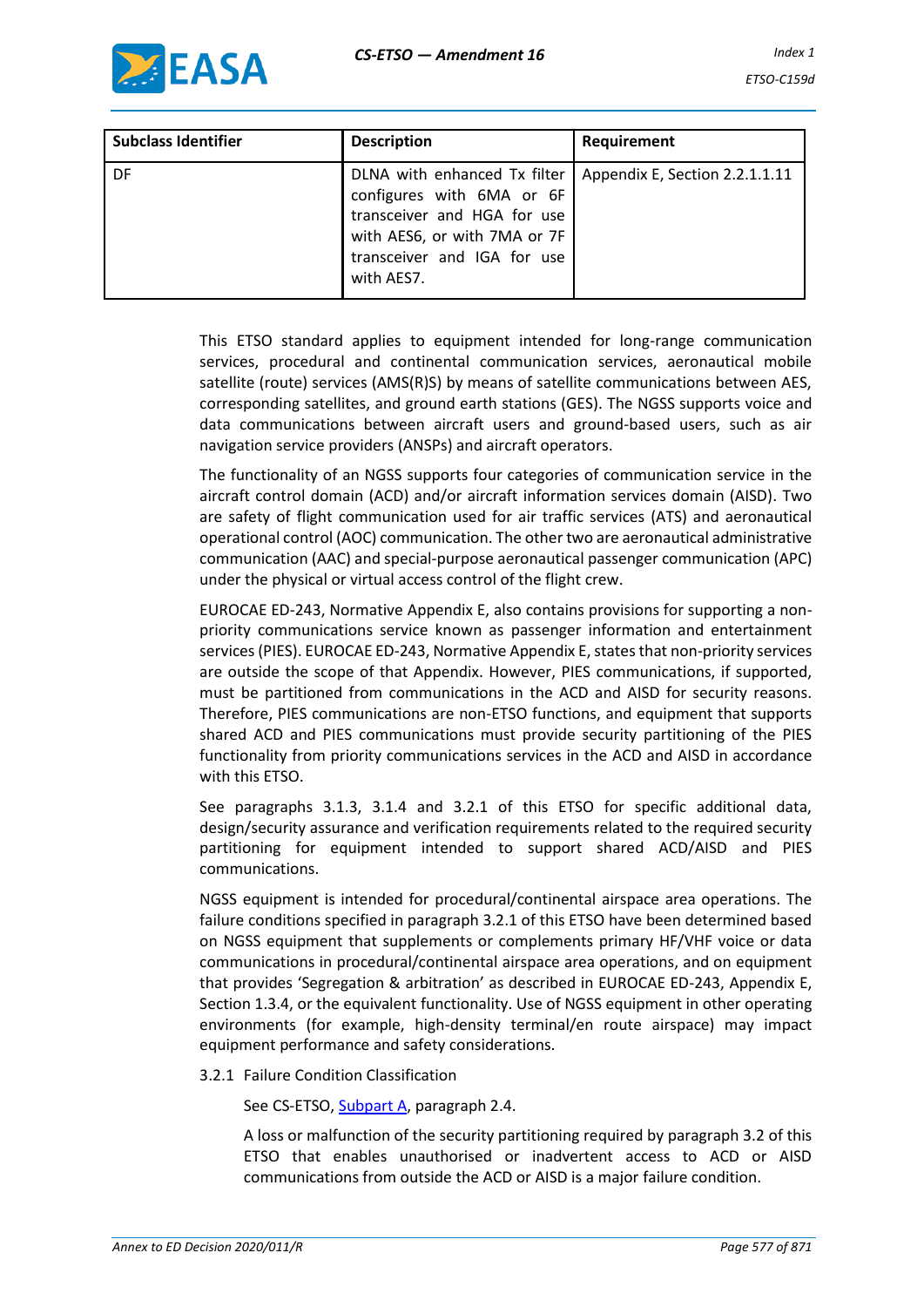| Subclass Identifier | Description | Requirement |
|---|---|---|
| DF | DLNA with enhanced Tx filter configures with 6MA or 6F transceiver and HGA for use with AES6, or with 7MA or 7F transceiver and IGA for use with AES7. | Appendix E, Section 2.2.1.1.11 |

This ETSO standard applies to equipment intended for long-range communication services, procedural and continental communication services, aeronautical mobile satellite (route) services (AMS(R)S) by means of satellite communications between AES, corresponding satellites, and ground earth stations (GES). The NGSS supports voice and data communications between aircraft users and ground-based users, such as air navigation service providers (ANSPs) and aircraft operators.

The functionality of an NGSS supports four categories of communication service in the aircraft control domain (ACD) and/or aircraft information services domain (AISD). Two are safety of flight communication used for air traffic services (ATS) and aeronautical operational control (AOC) communication. The other two are aeronautical administrative communication (AAC) and special-purpose aeronautical passenger communication (APC) under the physical or virtual access control of the flight crew.

EUROCAE ED-243, Normative Appendix E, also contains provisions for supporting a non-priority communications service known as passenger information and entertainment services (PIES). EUROCAE ED-243, Normative Appendix E, states that non-priority services are outside the scope of that Appendix. However, PIES communications, if supported, must be partitioned from communications in the ACD and AISD for security reasons. Therefore, PIES communications are non-ETSO functions, and equipment that supports shared ACD and PIES communications must provide security partitioning of the PIES functionality from priority communications services in the ACD and AISD in accordance with this ETSO.

See paragraphs 3.1.3, 3.1.4 and 3.2.1 of this ETSO for specific additional data, design/security assurance and verification requirements related to the required security partitioning for equipment intended to support shared ACD/AISD and PIES communications.

NGSS equipment is intended for procedural/continental airspace area operations. The failure conditions specified in paragraph 3.2.1 of this ETSO have been determined based on NGSS equipment that supplements or complements primary HF/VHF voice or data communications in procedural/continental airspace area operations, and on equipment that provides 'Segregation & arbitration' as described in EUROCAE ED-243, Appendix E, Section 1.3.4, or the equivalent functionality. Use of NGSS equipment in other operating environments (for example, high-density terminal/en route airspace) may impact equipment performance and safety considerations.

3.2.1 Failure Condition Classification

See CS-ETSO, Subpart A, paragraph 2.4.

A loss or malfunction of the security partitioning required by paragraph 3.2 of this ETSO that enables unauthorised or inadvertent access to ACD or AISD communications from outside the ACD or AISD is a major failure condition.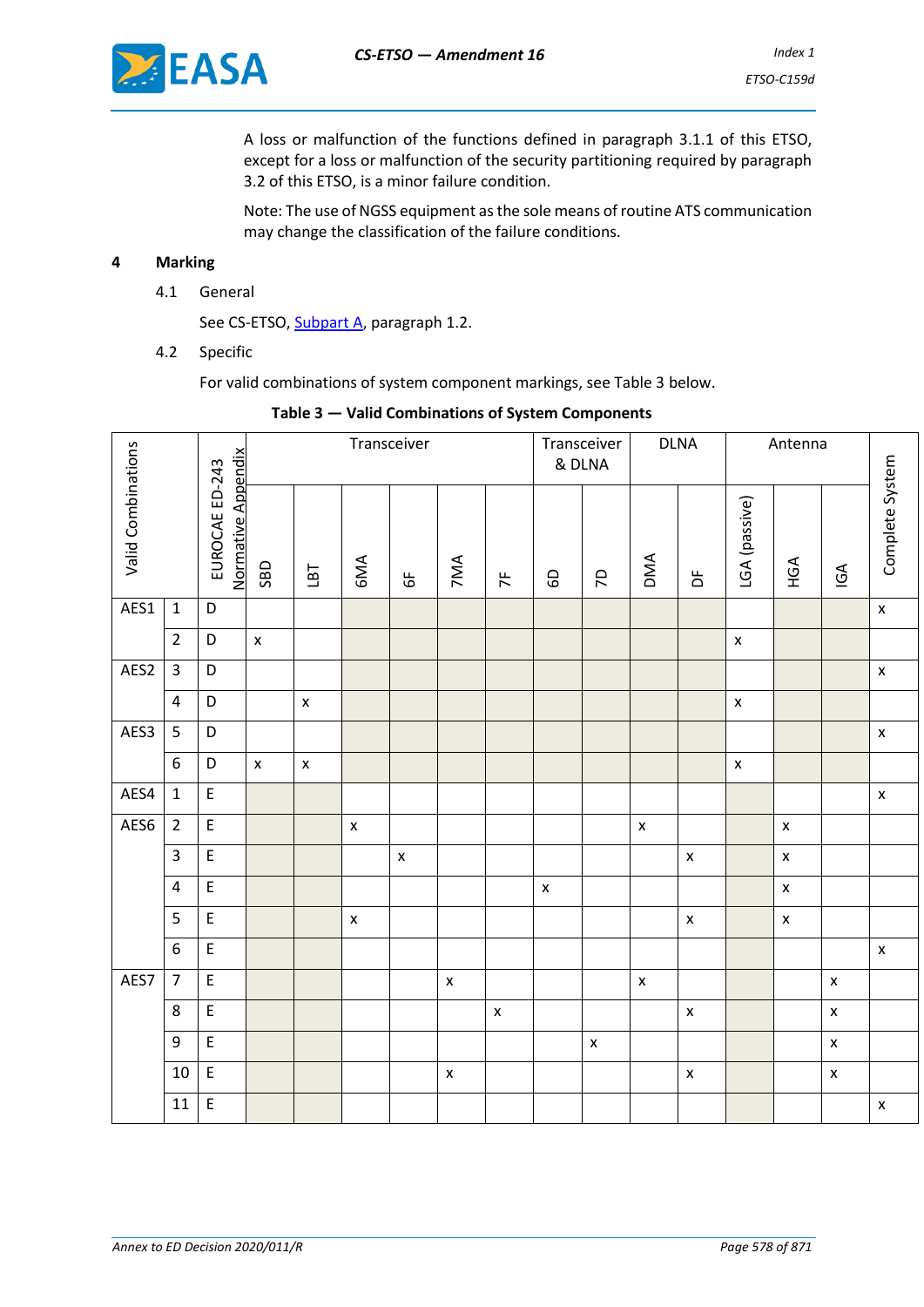A loss or malfunction of the functions defined in paragraph 3.1.1 of this ETSO, except for a loss or malfunction of the security partitioning required by paragraph 3.2 of this ETSO, is a minor failure condition.

Note: The use of NGSS equipment as the sole means of routine ATS communication may change the classification of the failure conditions.

## 4 Marking

### 4.1 General

See CS-ETSO, Subpart A, paragraph 1.2.

### 4.2 Specific

For valid combinations of system component markings, see Table 3 below.

**Table 3 — Valid Combinations of System Components**

| Valid Combinations | | EUROCAE ED-243 Normative Appendix | Transceiver | | | | | | Transceiver & DLNA | | DLNA | | Antenna | | | Complete System |
|---|---|---|---|---|---|---|---|---|---|---|---|---|---|---|---|---|
| | | | SBD | LBT | 6MA | 6F | 7MA | 7F | 6D | 7D | DMA | DF | LGA (passive) | HGA | IGA | |
| AES1 | 1 | D | | | | | | | | | | | | | | x |
| | 2 | D | x | | | | | | | | | | x | | | |
| AES2 | 3 | D | | | | | | | | | | | | | | x |
| | 4 | D | | x | | | | | | | | | x | | | |
| AES3 | 5 | D | | | | | | | | | | | | | | x |
| | 6 | D | x | x | | | | | | | | | x | | | |
| AES4 | 1 | E | | | | | | | | | | | | | | x |
| AES6 | 2 | E | | | x | | | | | | x | | | x | | |
| | 3 | E | | | | x | | | | | | x | | x | | |
| | 4 | E | | | | | | | x | | | | | x | | |
| | 5 | E | | | x | | | | | | | x | | x | | |
| | 6 | E | | | | | | | | | | | | | | x |
| AES7 | 7 | E | | | | | x | | | | x | | | | x | |
| | 8 | E | | | | | | x | | | | x | | | x | |
| | 9 | E | | | | | | | | x | | | | | x | |
| | 10 | E | | | | | x | | | | | x | | | x | |
| | 11 | E | | | | | | | | | | | | | | x |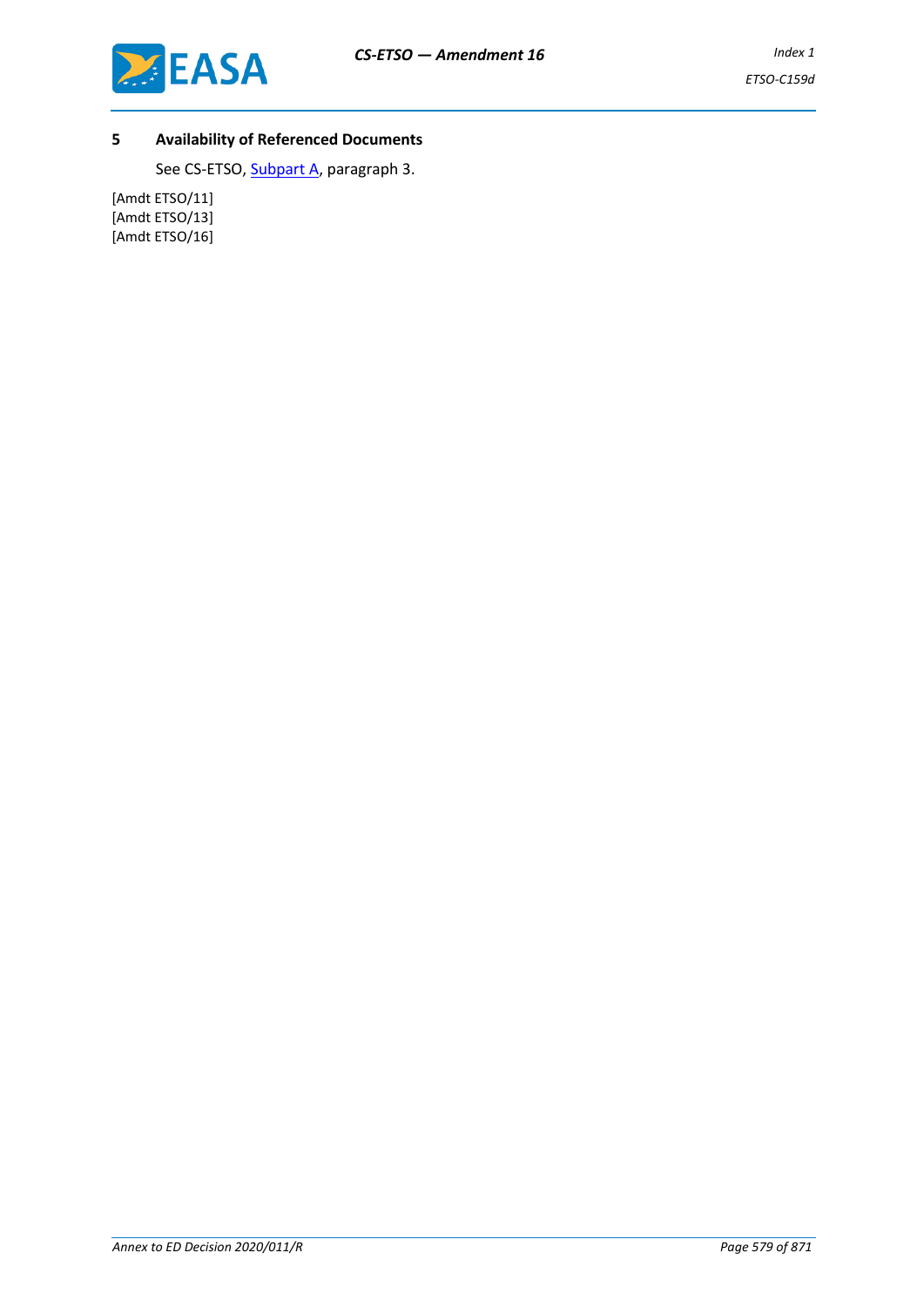## 5 Availability of Referenced Documents

See CS-ETSO, Subpart A, paragraph 3.

[Amdt ETSO/11]
[Amdt ETSO/13]
[Amdt ETSO/16]